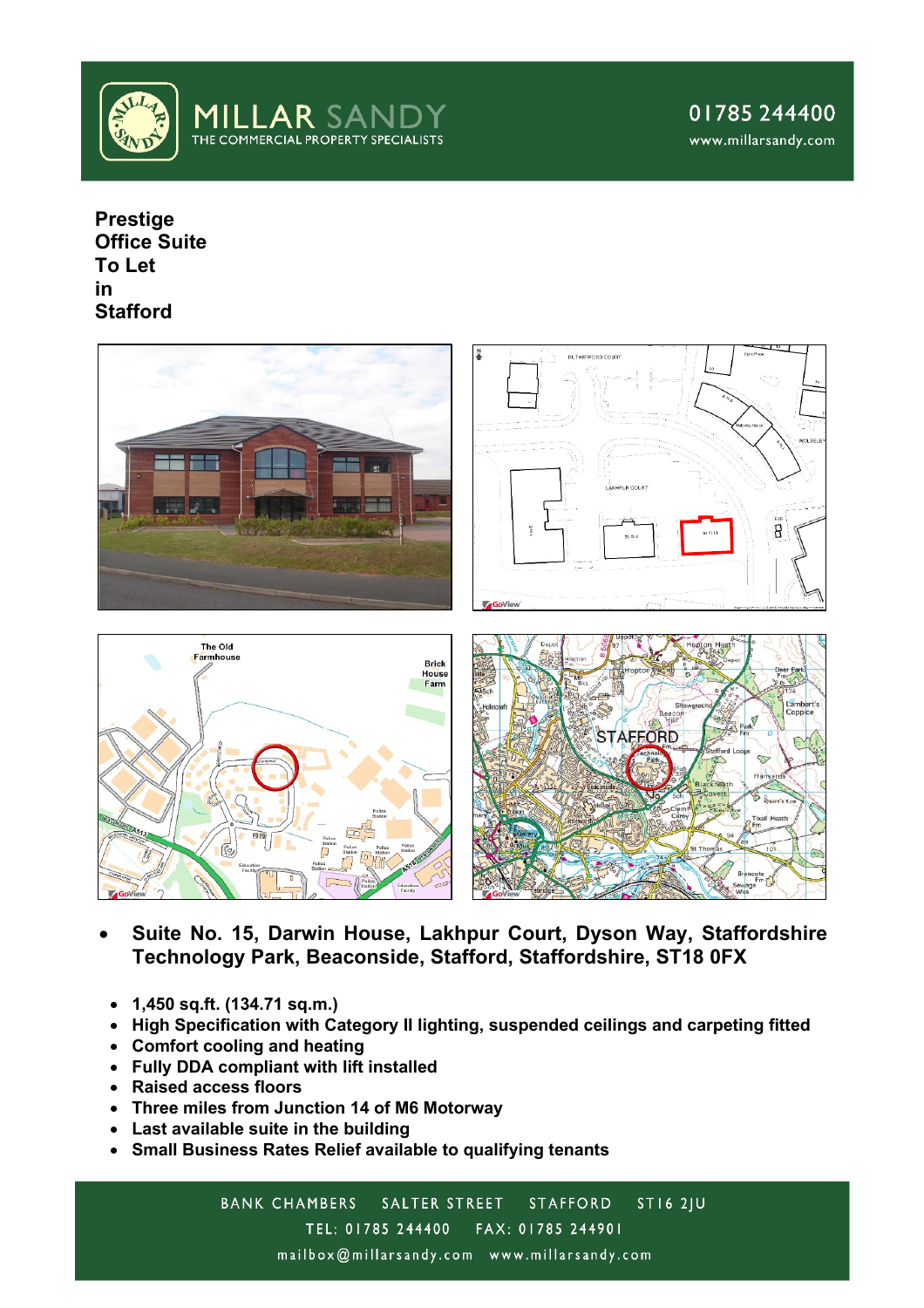# MILLAR SANDY

THE COMMERCIAL PROPERTY SPECIALISTS

01785 244400

www.millarsandy.com

## Prestige Office Suite To Let in Stafford

- **Suite No. 15, Darwin House, Lakhpur Court, Dyson Way, Staffordshire Technology Park, Beaconside, Stafford, Staffordshire, ST18 0FX**

- **1,450 sq.ft. (134.71 sq.m.)**
- **High Specification with Category II lighting, suspended ceilings and carpeting fitted**
- **Comfort cooling and heating**
- **Fully DDA compliant with lift installed**
- **Raised access floors**
- **Three miles from Junction 14 of M6 Motorway**
- **Last available suite in the building**
- **Small Business Rates Relief available to qualifying tenants**

BANK CHAMBERS SALTER STREET STAFFORD ST16 2JU

TEL: 01785 244400 FAX: 01785 244901

mailbox@millarsandy.com www.millarsandy.com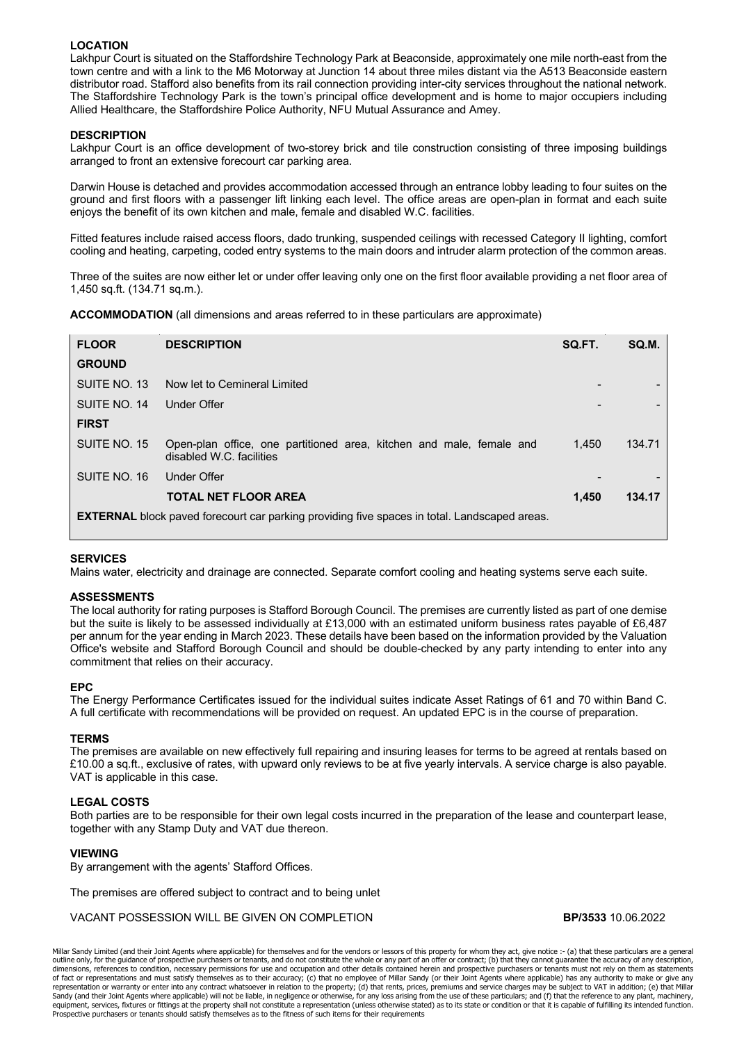**LOCATION**
Lakhpur Court is situated on the Staffordshire Technology Park at Beaconside, approximately one mile north-east from the town centre and with a link to the M6 Motorway at Junction 14 about three miles distant via the A513 Beaconside eastern distributor road. Stafford also benefits from its rail connection providing inter-city services throughout the national network. The Staffordshire Technology Park is the town's principal office development and is home to major occupiers including Allied Healthcare, the Staffordshire Police Authority, NFU Mutual Assurance and Amey.

**DESCRIPTION**
Lakhpur Court is an office development of two-storey brick and tile construction consisting of three imposing buildings arranged to front an extensive forecourt car parking area.

Darwin House is detached and provides accommodation accessed through an entrance lobby leading to four suites on the ground and first floors with a passenger lift linking each level. The office areas are open-plan in format and each suite enjoys the benefit of its own kitchen and male, female and disabled W.C. facilities.

Fitted features include raised access floors, dado trunking, suspended ceilings with recessed Category II lighting, comfort cooling and heating, carpeting, coded entry systems to the main doors and intruder alarm protection of the common areas.

Three of the suites are now either let or under offer leaving only one on the first floor available providing a net floor area of 1,450 sq.ft. (134.71 sq.m.).

**ACCOMMODATION** (all dimensions and areas referred to in these particulars are approximate)

| FLOOR | DESCRIPTION | SQ.FT. | SQ.M. |
|---|---|---|---|
| **GROUND** | | | |
| SUITE NO. 13 | Now let to Cemineral Limited | - | - |
| SUITE NO. 14 | Under Offer | - | - |
| **FIRST** | | | |
| SUITE NO. 15 | Open-plan office, one partitioned area, kitchen and male, female and disabled W.C. facilities | 1,450 | 134.71 |
| SUITE NO. 16 | Under Offer | - | - |
| | **TOTAL NET FLOOR AREA** | **1,450** | **134.17** |
| **EXTERNAL** block paved forecourt car parking providing five spaces in total. Landscaped areas. | | | |

**SERVICES**
Mains water, electricity and drainage are connected. Separate comfort cooling and heating systems serve each suite.

**ASSESSMENTS**
The local authority for rating purposes is Stafford Borough Council. The premises are currently listed as part of one demise but the suite is likely to be assessed individually at £13,000 with an estimated uniform business rates payable of £6,487 per annum for the year ending in March 2023. These details have been based on the information provided by the Valuation Office's website and Stafford Borough Council and should be double-checked by any party intending to enter into any commitment that relies on their accuracy.

**EPC**
The Energy Performance Certificates issued for the individual suites indicate Asset Ratings of 61 and 70 within Band C. A full certificate with recommendations will be provided on request. An updated EPC is in the course of preparation.

**TERMS**
The premises are available on new effectively full repairing and insuring leases for terms to be agreed at rentals based on £10.00 a sq.ft., exclusive of rates, with upward only reviews to be at five yearly intervals. A service charge is also payable. VAT is applicable in this case.

**LEGAL COSTS**
Both parties are to be responsible for their own legal costs incurred in the preparation of the lease and counterpart lease, together with any Stamp Duty and VAT due thereon.

**VIEWING**
By arrangement with the agents' Stafford Offices.

The premises are offered subject to contract and to being unlet

VACANT POSSESSION WILL BE GIVEN ON COMPLETION **BP/3533** 10.06.2022

Millar Sandy Limited (and their Joint Agents where applicable) for themselves and for the vendors or lessors of this property for whom they act, give notice :- (a) that these particulars are a general outline only, for the guidance of prospective purchasers or tenants, and do not constitute the whole or any part of an offer or contract; (b) that they cannot guarantee the accuracy of any description, dimensions, references to condition, necessary permissions for use and occupation and other details contained herein and prospective purchasers or tenants must not rely on them as statements of fact or representations and must satisfy themselves as to their accuracy; (c) that no employee of Millar Sandy (or their Joint Agents where applicable) has any authority to make or give any representation or warranty or enter into any contract whatsoever in relation to the property; (d) that rents, prices, premiums and service charges may be subject to VAT in addition; (e) that Millar Sandy (and their Joint Agents where applicable) will not be liable, in negligence or otherwise, for any loss arising from the use of these particulars; and (f) that the reference to any plant, machinery, equipment, services, fixtures or fittings at the property shall not constitute a representation (unless otherwise stated) as to its state or condition or that it is capable of fulfilling its intended function. Prospective purchasers or tenants should satisfy themselves as to the fitness of such items for their requirements